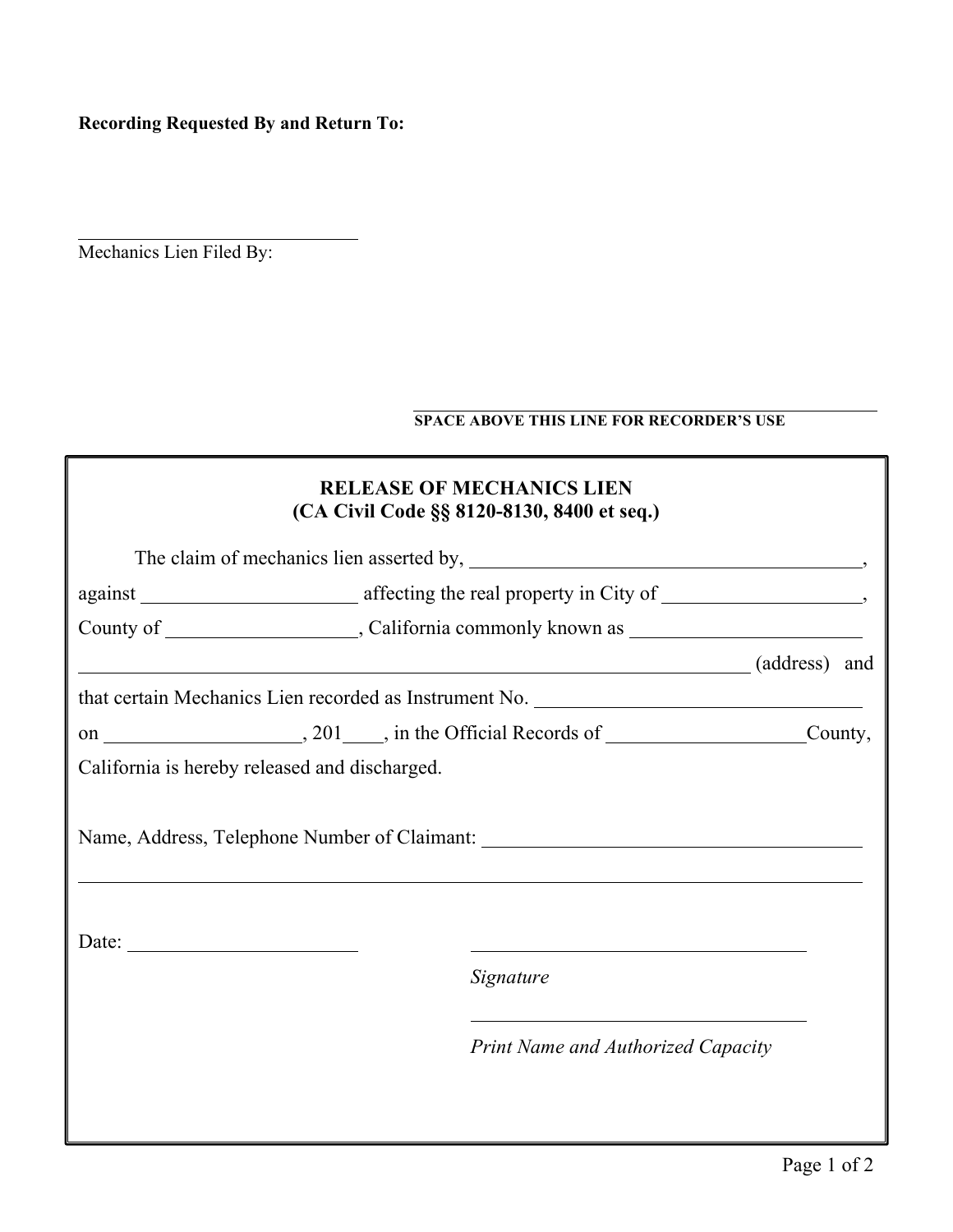**Recording Requested By and Return To:**

\_\_\_\_\_\_\_\_\_\_\_\_\_\_\_\_\_\_\_\_\_\_\_\_\_\_\_\_\_\_\_\_

Mechanics Lien Filed By:

\_\_\_\_\_\_\_\_\_\_\_\_\_\_\_\_\_\_\_\_\_\_\_\_\_\_\_\_\_\_\_\_\_\_\_\_\_\_\_\_\_\_\_\_\_\_\_\_\_\_\_\_

**SPACE ABOVE THIS LINE FOR RECORDER'S USE**

## RELEASE OF MECHANICS LIEN
## (CA Civil Code §§ 8120-8130, 8400 et seq.)

The claim of mechanics lien asserted by, \_\_\_\_\_\_\_\_\_\_\_\_\_\_\_\_\_\_\_\_\_\_\_\_\_\_\_\_\_\_\_\_\_\_\_\_\_\_\_\_, against \_\_\_\_\_\_\_\_\_\_\_\_\_\_\_\_\_\_\_\_\_\_ affecting the real property in City of \_\_\_\_\_\_\_\_\_\_\_\_\_\_\_\_\_\_\_\_, County of \_\_\_\_\_\_\_\_\_\_\_\_\_\_\_\_\_\_\_\_, California commonly known as \_\_\_\_\_\_\_\_\_\_\_\_\_\_\_\_\_\_\_\_\_\_\_\_\_\_\_\_\_\_\_\_\_\_\_\_\_\_\_\_\_\_\_\_\_\_\_\_\_\_\_\_\_\_\_\_\_\_\_\_\_\_\_\_\_\_\_\_\_\_\_\_\_\_\_\_\_\_\_\_\_\_\_\_\_\_\_\_\_\_\_\_\_\_\_\_\_\_\_\_ (address) and that certain Mechanics Lien recorded as Instrument No. \_\_\_\_\_\_\_\_\_\_\_\_\_\_\_\_\_\_\_\_\_\_\_\_\_\_\_\_\_\_\_\_\_\_ on \_\_\_\_\_\_\_\_\_\_\_\_\_\_\_\_\_\_\_\_, 201\_\_\_\_, in the Official Records of \_\_\_\_\_\_\_\_\_\_\_\_\_\_\_\_\_\_\_\_County, California is hereby released and discharged.

Name, Address, Telephone Number of Claimant: \_\_\_\_\_\_\_\_\_\_\_\_\_\_\_\_\_\_\_\_\_\_\_\_\_\_\_\_\_\_\_\_\_\_\_\_\_\_\_\_

\_\_\_\_\_\_\_\_\_\_\_\_\_\_\_\_\_\_\_\_\_\_\_\_\_\_\_\_\_\_\_\_\_\_\_\_\_\_\_\_\_\_\_\_\_\_\_\_\_\_\_\_\_\_\_\_\_\_\_\_\_\_\_\_\_\_\_\_\_\_\_\_\_\_\_\_\_\_\_\_\_\_\_\_\_\_\_\_

Date: \_\_\_\_\_\_\_\_\_\_\_\_\_\_\_\_\_\_\_\_\_\_\_\_

\_\_\_\_\_\_\_\_\_\_\_\_\_\_\_\_\_\_\_\_\_\_\_\_\_\_\_\_\_\_\_\_\_\_\_\_\_\_

*Signature*

\_\_\_\_\_\_\_\_\_\_\_\_\_\_\_\_\_\_\_\_\_\_\_\_\_\_\_\_\_\_\_\_\_\_\_\_\_\_

*Print Name and Authorized Capacity*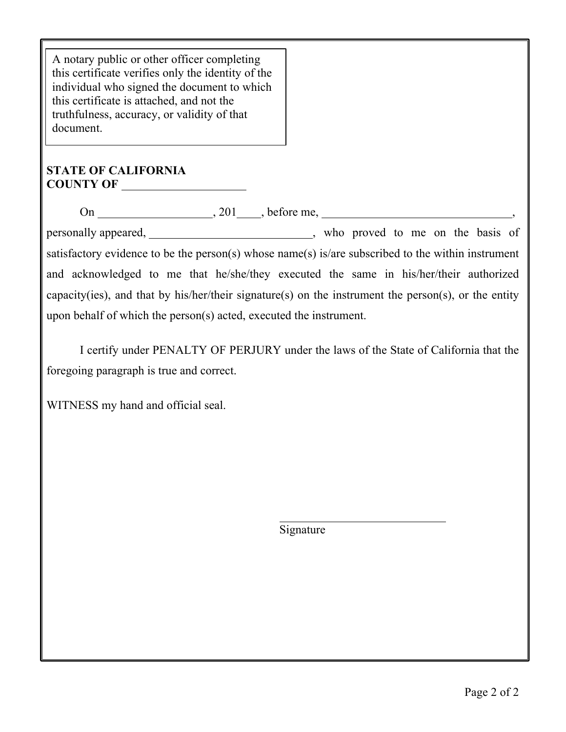A notary public or other officer completing this certificate verifies only the identity of the individual who signed the document to which this certificate is attached, and not the truthfulness, accuracy, or validity of that document.

**STATE OF CALIFORNIA**
**COUNTY OF** ____________________

On __________________, 201____, before me, ________________________________, personally appeared, ___________________________, who proved to me on the basis of satisfactory evidence to be the person(s) whose name(s) is/are subscribed to the within instrument and acknowledged to me that he/she/they executed the same in his/her/their authorized capacity(ies), and that by his/her/their signature(s) on the instrument the person(s), or the entity upon behalf of which the person(s) acted, executed the instrument.

I certify under PENALTY OF PERJURY under the laws of the State of California that the foregoing paragraph is true and correct.

WITNESS my hand and official seal.

____________________________
Signature